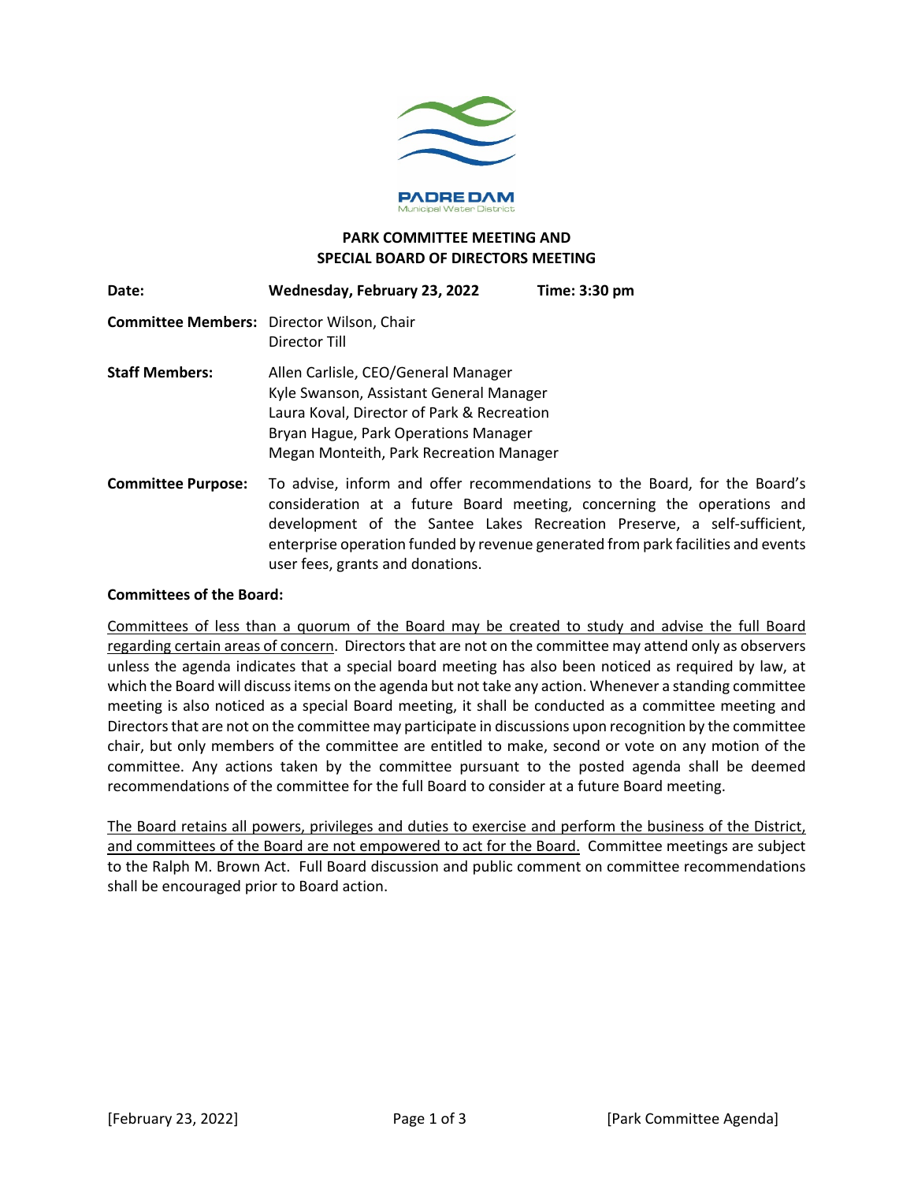PADRE DAM
Municipal Water District

# PARK COMMITTEE MEETING AND SPECIAL BOARD OF DIRECTORS MEETING

**Date:** **Wednesday, February 23, 2022** **Time: 3:30 pm**

**Committee Members:** Director Wilson, Chair
Director Till

**Staff Members:** Allen Carlisle, CEO/General Manager
Kyle Swanson, Assistant General Manager
Laura Koval, Director of Park & Recreation
Bryan Hague, Park Operations Manager
Megan Monteith, Park Recreation Manager

**Committee Purpose:** To advise, inform and offer recommendations to the Board, for the Board's consideration at a future Board meeting, concerning the operations and development of the Santee Lakes Recreation Preserve, a self-sufficient, enterprise operation funded by revenue generated from park facilities and events user fees, grants and donations.

**Committees of the Board:**

Committees of less than a quorum of the Board may be created to study and advise the full Board regarding certain areas of concern. Directors that are not on the committee may attend only as observers unless the agenda indicates that a special board meeting has also been noticed as required by law, at which the Board will discuss items on the agenda but not take any action. Whenever a standing committee meeting is also noticed as a special Board meeting, it shall be conducted as a committee meeting and Directors that are not on the committee may participate in discussions upon recognition by the committee chair, but only members of the committee are entitled to make, second or vote on any motion of the committee. Any actions taken by the committee pursuant to the posted agenda shall be deemed recommendations of the committee for the full Board to consider at a future Board meeting.

The Board retains all powers, privileges and duties to exercise and perform the business of the District, and committees of the Board are not empowered to act for the Board. Committee meetings are subject to the Ralph M. Brown Act. Full Board discussion and public comment on committee recommendations shall be encouraged prior to Board action.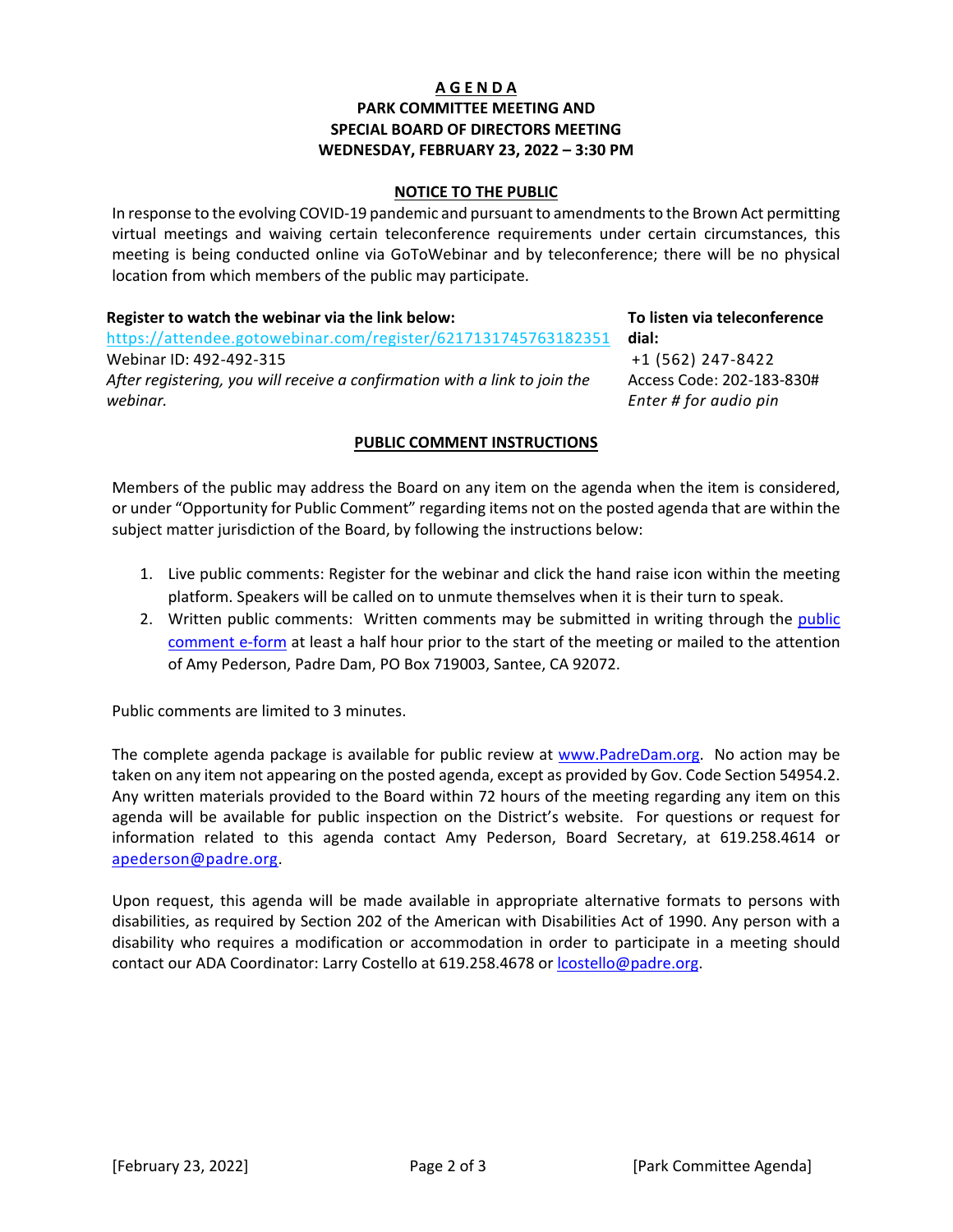**A G E N D A**
**PARK COMMITTEE MEETING AND**
**SPECIAL BOARD OF DIRECTORS MEETING**
**WEDNESDAY, FEBRUARY 23, 2022 – 3:30 PM**

## NOTICE TO THE PUBLIC

In response to the evolving COVID-19 pandemic and pursuant to amendments to the Brown Act permitting virtual meetings and waiving certain teleconference requirements under certain circumstances, this meeting is being conducted online via GoToWebinar and by teleconference; there will be no physical location from which members of the public may participate.

**Register to watch the webinar via the link below:**
https://attendee.gotowebinar.com/register/6217131745763182351
Webinar ID: 492-492-315
*After registering, you will receive a confirmation with a link to join the webinar.*

**To listen via teleconference dial:**
+1 (562) 247-8422
Access Code: 202-183-830#
*Enter # for audio pin*

## PUBLIC COMMENT INSTRUCTIONS

Members of the public may address the Board on any item on the agenda when the item is considered, or under "Opportunity for Public Comment" regarding items not on the posted agenda that are within the subject matter jurisdiction of the Board, by following the instructions below:

1. Live public comments: Register for the webinar and click the hand raise icon within the meeting platform. Speakers will be called on to unmute themselves when it is their turn to speak.
2. Written public comments: Written comments may be submitted in writing through the public comment e-form at least a half hour prior to the start of the meeting or mailed to the attention of Amy Pederson, Padre Dam, PO Box 719003, Santee, CA 92072.

Public comments are limited to 3 minutes.

The complete agenda package is available for public review at www.PadreDam.org. No action may be taken on any item not appearing on the posted agenda, except as provided by Gov. Code Section 54954.2. Any written materials provided to the Board within 72 hours of the meeting regarding any item on this agenda will be available for public inspection on the District's website. For questions or request for information related to this agenda contact Amy Pederson, Board Secretary, at 619.258.4614 or apederson@padre.org.

Upon request, this agenda will be made available in appropriate alternative formats to persons with disabilities, as required by Section 202 of the American with Disabilities Act of 1990. Any person with a disability who requires a modification or accommodation in order to participate in a meeting should contact our ADA Coordinator: Larry Costello at 619.258.4678 or lcostello@padre.org.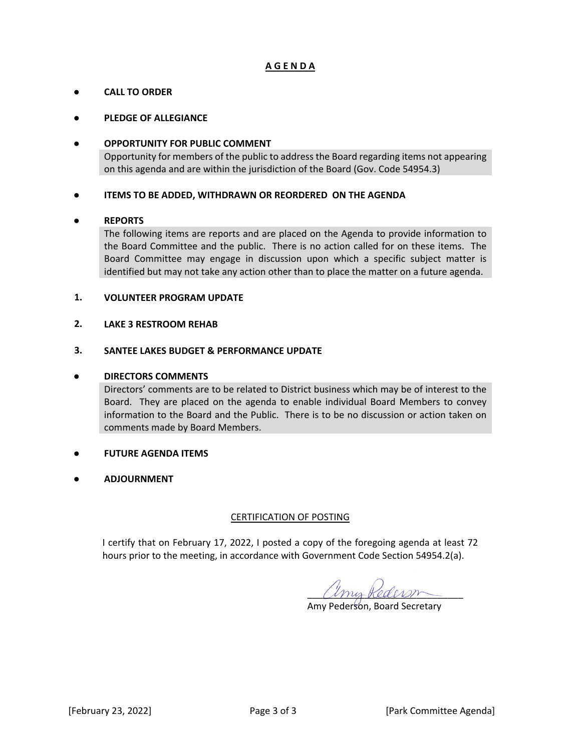# A G E N D A

- **CALL TO ORDER**

- **PLEDGE OF ALLEGIANCE**

- **OPPORTUNITY FOR PUBLIC COMMENT**

  Opportunity for members of the public to address the Board regarding items not appearing on this agenda and are within the jurisdiction of the Board (Gov. Code 54954.3)

- **ITEMS TO BE ADDED, WITHDRAWN OR REORDERED ON THE AGENDA**

- **REPORTS**

  The following items are reports and are placed on the Agenda to provide information to the Board Committee and the public. There is no action called for on these items. The Board Committee may engage in discussion upon which a specific subject matter is identified but may not take any action other than to place the matter on a future agenda.

1. **VOLUNTEER PROGRAM UPDATE**

2. **LAKE 3 RESTROOM REHAB**

3. **SANTEE LAKES BUDGET & PERFORMANCE UPDATE**

- **DIRECTORS COMMENTS**

  Directors' comments are to be related to District business which may be of interest to the Board. They are placed on the agenda to enable individual Board Members to convey information to the Board and the Public. There is to be no discussion or action taken on comments made by Board Members.

- **FUTURE AGENDA ITEMS**

- **ADJOURNMENT**

## CERTIFICATION OF POSTING

I certify that on February 17, 2022, I posted a copy of the foregoing agenda at least 72 hours prior to the meeting, in accordance with Government Code Section 54954.2(a).

Amy Pederson

Amy Pederson, Board Secretary